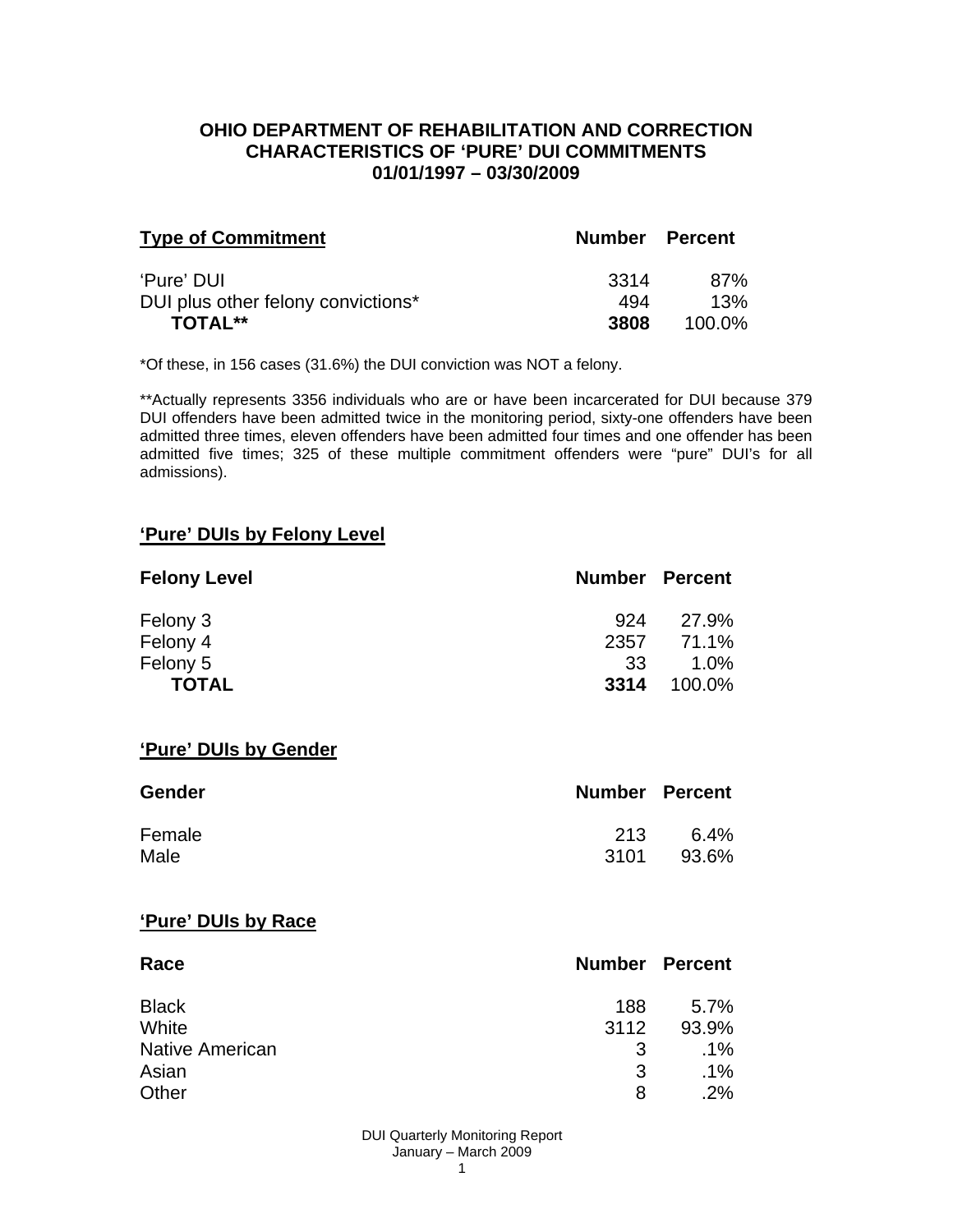# OHIO DEPARTMENT OF REHABILITATION AND CORRECTION
## CHARACTERISTICS OF 'PURE' DUI COMMITMENTS
## 01/01/1997 – 03/30/2009

| Type of Commitment | Number | Percent |
|---|---|---|
| 'Pure' DUI | 3314 | 87% |
| DUI plus other felony convictions* | 494 | 13% |
| **TOTAL**** | **3808** | 100.0% |

*Of these, in 156 cases (31.6%) the DUI conviction was NOT a felony.

**Actually represents 3356 individuals who are or have been incarcerated for DUI because 379 DUI offenders have been admitted twice in the monitoring period, sixty-one offenders have been admitted three times, eleven offenders have been admitted four times and one offender has been admitted five times; 325 of these multiple commitment offenders were "pure" DUI's for all admissions).

### 'Pure' DUIs by Felony Level

| Felony Level | Number | Percent |
|---|---|---|
| Felony 3 | 924 | 27.9% |
| Felony 4 | 2357 | 71.1% |
| Felony 5 | 33 | 1.0% |
| **TOTAL** | **3314** | 100.0% |

### 'Pure' DUIs by Gender

| Gender | Number | Percent |
|---|---|---|
| Female | 213 | 6.4% |
| Male | 3101 | 93.6% |

### 'Pure' DUIs by Race

| Race | Number | Percent |
|---|---|---|
| Black | 188 | 5.7% |
| White | 3112 | 93.9% |
| Native American | 3 | .1% |
| Asian | 3 | .1% |
| Other | 8 | .2% |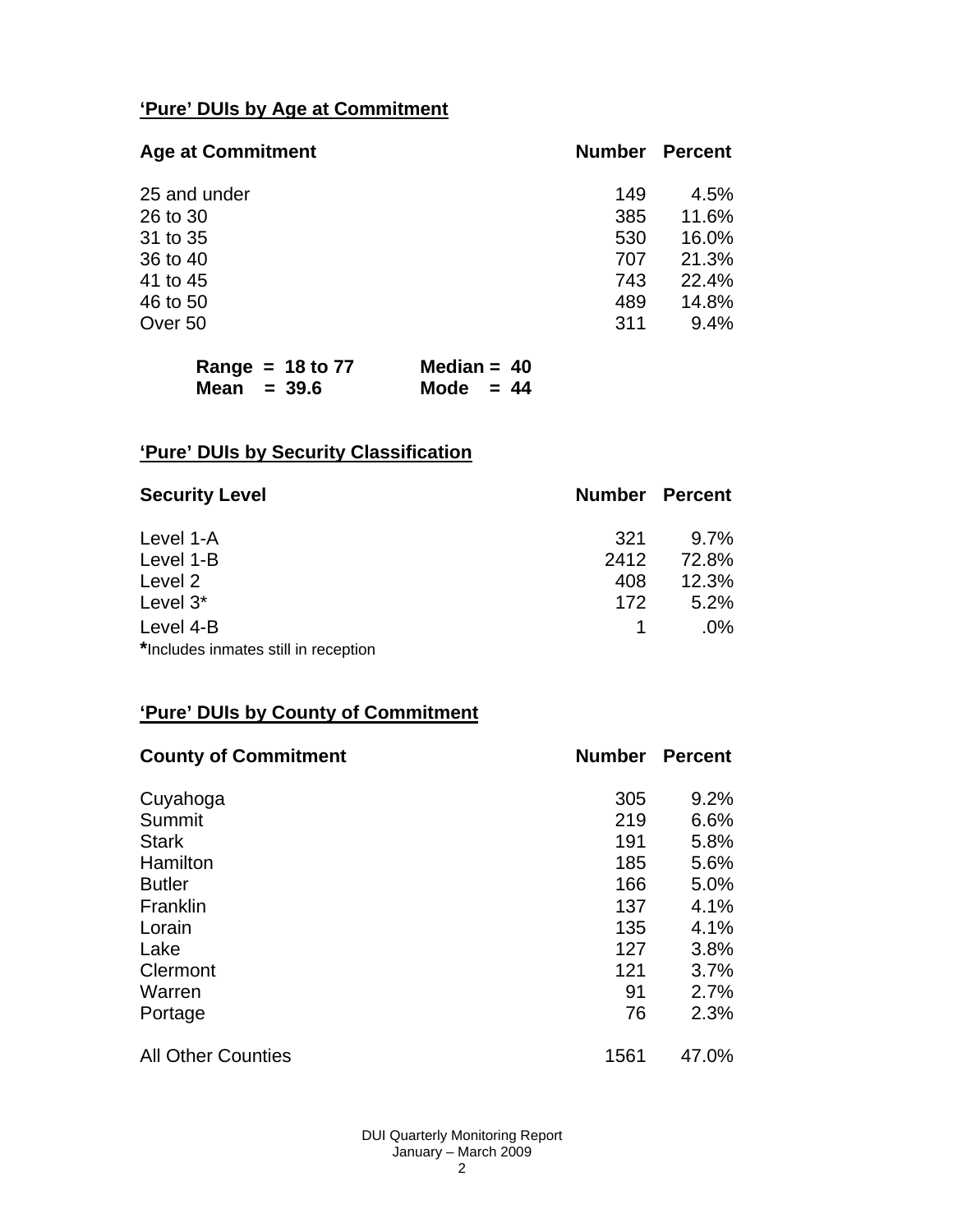## 'Pure' DUIs by Age at Commitment

| Age at Commitment | Number | Percent |
|---|---|---|
| 25 and under | 149 | 4.5% |
| 26 to 30 | 385 | 11.6% |
| 31 to 35 | 530 | 16.0% |
| 36 to 40 | 707 | 21.3% |
| 41 to 45 | 743 | 22.4% |
| 46 to 50 | 489 | 14.8% |
| Over 50 | 311 | 9.4% |

**Range = 18 to 77** **Median = 40**
**Mean = 39.6** **Mode = 44**

## 'Pure' DUIs by Security Classification

| Security Level | Number | Percent |
|---|---|---|
| Level 1-A | 321 | 9.7% |
| Level 1-B | 2412 | 72.8% |
| Level 2 | 408 | 12.3% |
| Level 3* | 172 | 5.2% |
| Level 4-B | 1 | .0% |

*Includes inmates still in reception

## 'Pure' DUIs by County of Commitment

| County of Commitment | Number | Percent |
|---|---|---|
| Cuyahoga | 305 | 9.2% |
| Summit | 219 | 6.6% |
| Stark | 191 | 5.8% |
| Hamilton | 185 | 5.6% |
| Butler | 166 | 5.0% |
| Franklin | 137 | 4.1% |
| Lorain | 135 | 4.1% |
| Lake | 127 | 3.8% |
| Clermont | 121 | 3.7% |
| Warren | 91 | 2.7% |
| Portage | 76 | 2.3% |
| All Other Counties | 1561 | 47.0% |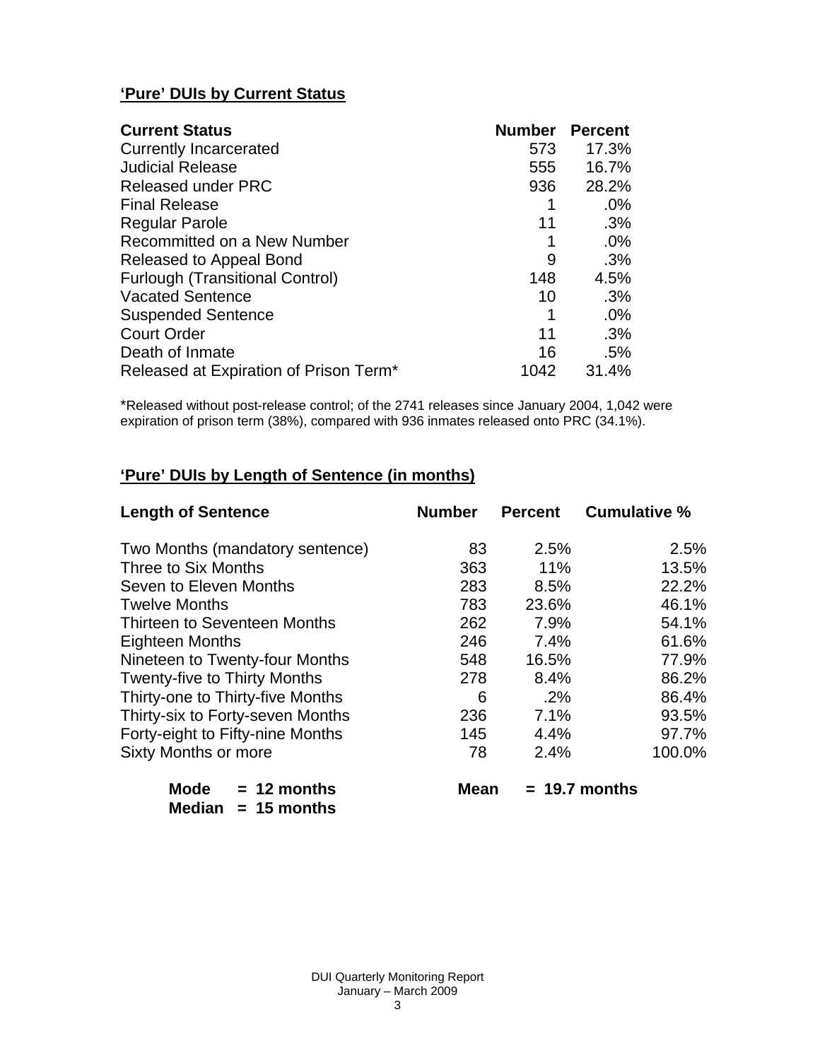## 'Pure' DUIs by Current Status

| Current Status | Number | Percent |
|---|---|---|
| Currently Incarcerated | 573 | 17.3% |
| Judicial Release | 555 | 16.7% |
| Released under PRC | 936 | 28.2% |
| Final Release | 1 | .0% |
| Regular Parole | 11 | .3% |
| Recommitted on a New Number | 1 | .0% |
| Released to Appeal Bond | 9 | .3% |
| Furlough (Transitional Control) | 148 | 4.5% |
| Vacated Sentence | 10 | .3% |
| Suspended Sentence | 1 | .0% |
| Court Order | 11 | .3% |
| Death of Inmate | 16 | .5% |
| Released at Expiration of Prison Term* | 1042 | 31.4% |

*Released without post-release control; of the 2741 releases since January 2004, 1,042 were expiration of prison term (38%), compared with 936 inmates released onto PRC (34.1%).

## 'Pure' DUIs by Length of Sentence (in months)

| Length of Sentence | Number | Percent | Cumulative % |
|---|---|---|---|
| Two Months (mandatory sentence) | 83 | 2.5% | 2.5% |
| Three to Six Months | 363 | 11% | 13.5% |
| Seven to Eleven Months | 283 | 8.5% | 22.2% |
| Twelve Months | 783 | 23.6% | 46.1% |
| Thirteen to Seventeen Months | 262 | 7.9% | 54.1% |
| Eighteen Months | 246 | 7.4% | 61.6% |
| Nineteen to Twenty-four Months | 548 | 16.5% | 77.9% |
| Twenty-five to Thirty Months | 278 | 8.4% | 86.2% |
| Thirty-one to Thirty-five Months | 6 | .2% | 86.4% |
| Thirty-six to Forty-seven Months | 236 | 7.1% | 93.5% |
| Forty-eight to Fifty-nine Months | 145 | 4.4% | 97.7% |
| Sixty Months or more | 78 | 2.4% | 100.0% |

**Mode = 12 months** **Mean = 19.7 months**
**Median = 15 months**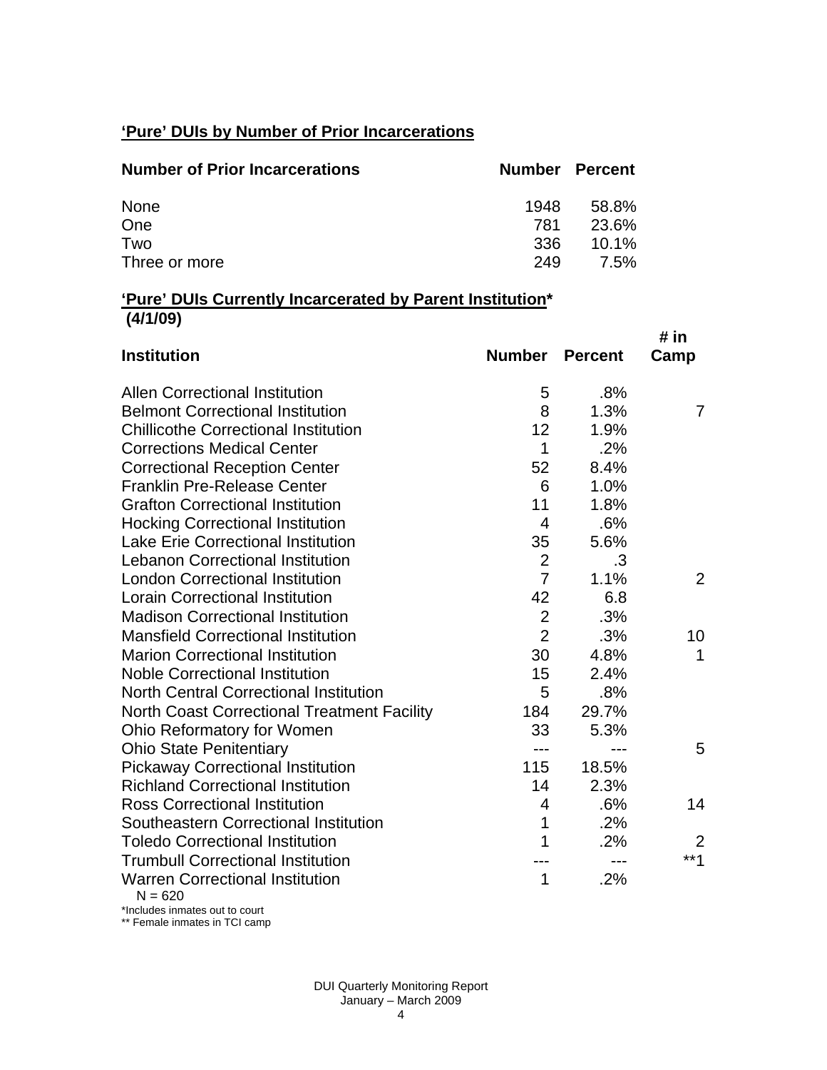**'Pure' DUIs by Number of Prior Incarcerations**

| Number of Prior Incarcerations | Number | Percent |
|---|---|---|
| None | 1948 | 58.8% |
| One | 781 | 23.6% |
| Two | 336 | 10.1% |
| Three or more | 249 | 7.5% |

**'Pure' DUIs Currently Incarcerated by Parent Institution***
**(4/1/09)**

| Institution | Number | Percent | # in Camp |
|---|---|---|---|
| Allen Correctional Institution | 5 | .8% | |
| Belmont Correctional Institution | 8 | 1.3% | 7 |
| Chillicothe Correctional Institution | 12 | 1.9% | |
| Corrections Medical Center | 1 | .2% | |
| Correctional Reception Center | 52 | 8.4% | |
| Franklin Pre-Release Center | 6 | 1.0% | |
| Grafton Correctional Institution | 11 | 1.8% | |
| Hocking Correctional Institution | 4 | .6% | |
| Lake Erie Correctional Institution | 35 | 5.6% | |
| Lebanon Correctional Institution | 2 | .3 | |
| London Correctional Institution | 7 | 1.1% | 2 |
| Lorain Correctional Institution | 42 | 6.8 | |
| Madison Correctional Institution | 2 | .3% | |
| Mansfield Correctional Institution | 2 | .3% | 10 |
| Marion Correctional Institution | 30 | 4.8% | 1 |
| Noble Correctional Institution | 15 | 2.4% | |
| North Central Correctional Institution | 5 | .8% | |
| North Coast Correctional Treatment Facility | 184 | 29.7% | |
| Ohio Reformatory for Women | 33 | 5.3% | |
| Ohio State Penitentiary | --- | --- | 5 |
| Pickaway Correctional Institution | 115 | 18.5% | |
| Richland Correctional Institution | 14 | 2.3% | |
| Ross Correctional Institution | 4 | .6% | 14 |
| Southeastern Correctional Institution | 1 | .2% | |
| Toledo Correctional Institution | 1 | .2% | 2 |
| Trumbull Correctional Institution | --- | --- | **1 |
| Warren Correctional Institution | 1 | .2% | |

N = 620

*Includes inmates out to court

** Female inmates in TCI camp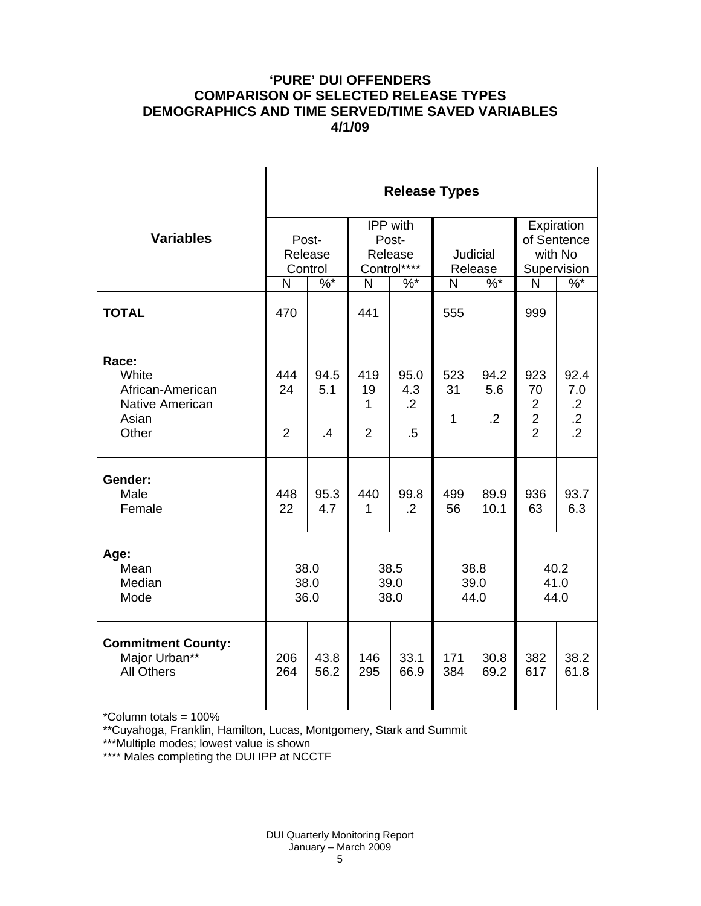# 'PURE' DUI OFFENDERS
## COMPARISON OF SELECTED RELEASE TYPES
## DEMOGRAPHICS AND TIME SERVED/TIME SAVED VARIABLES
## 4/1/09

| Variables | Release Types | | | | | | | |
|---|---|---|---|---|---|---|---|---|
| | Post-Release Control | | IPP with Post-Release Control**** | | Judicial Release | | Expiration of Sentence with No Supervision | |
| | N | %* | N | %* | N | %* | N | %* |
| **TOTAL** | 470 | | 441 | | 555 | | 999 | |
| **Race:** | | | | | | | | |
| White | 444 | 94.5 | 419 | 95.0 | 523 | 94.2 | 923 | 92.4 |
| African-American | 24 | 5.1 | 19 | 4.3 | 31 | 5.6 | 70 | 7.0 |
| Native American | | | 1 | .2 | | | 2 | .2 |
| Asian | | | | | 1 | .2 | 2 | .2 |
| Other | 2 | .4 | 2 | .5 | | | 2 | .2 |
| **Gender:** | | | | | | | | |
| Male | 448 | 95.3 | 440 | 99.8 | 499 | 89.9 | 936 | 93.7 |
| Female | 22 | 4.7 | 1 | .2 | 56 | 10.1 | 63 | 6.3 |
| **Age:** | | | | | | | | |
| Mean | 38.0 | | 38.5 | | 38.8 | | 40.2 | |
| Median | 38.0 | | 39.0 | | 39.0 | | 41.0 | |
| Mode | 36.0 | | 38.0 | | 44.0 | | 44.0 | |
| **Commitment County:** | | | | | | | | |
| Major Urban** | 206 | 43.8 | 146 | 33.1 | 171 | 30.8 | 382 | 38.2 |
| All Others | 264 | 56.2 | 295 | 66.9 | 384 | 69.2 | 617 | 61.8 |

*Column totals = 100%

**Cuyahoga, Franklin, Hamilton, Lucas, Montgomery, Stark and Summit

***Multiple modes; lowest value is shown

**** Males completing the DUI IPP at NCCTF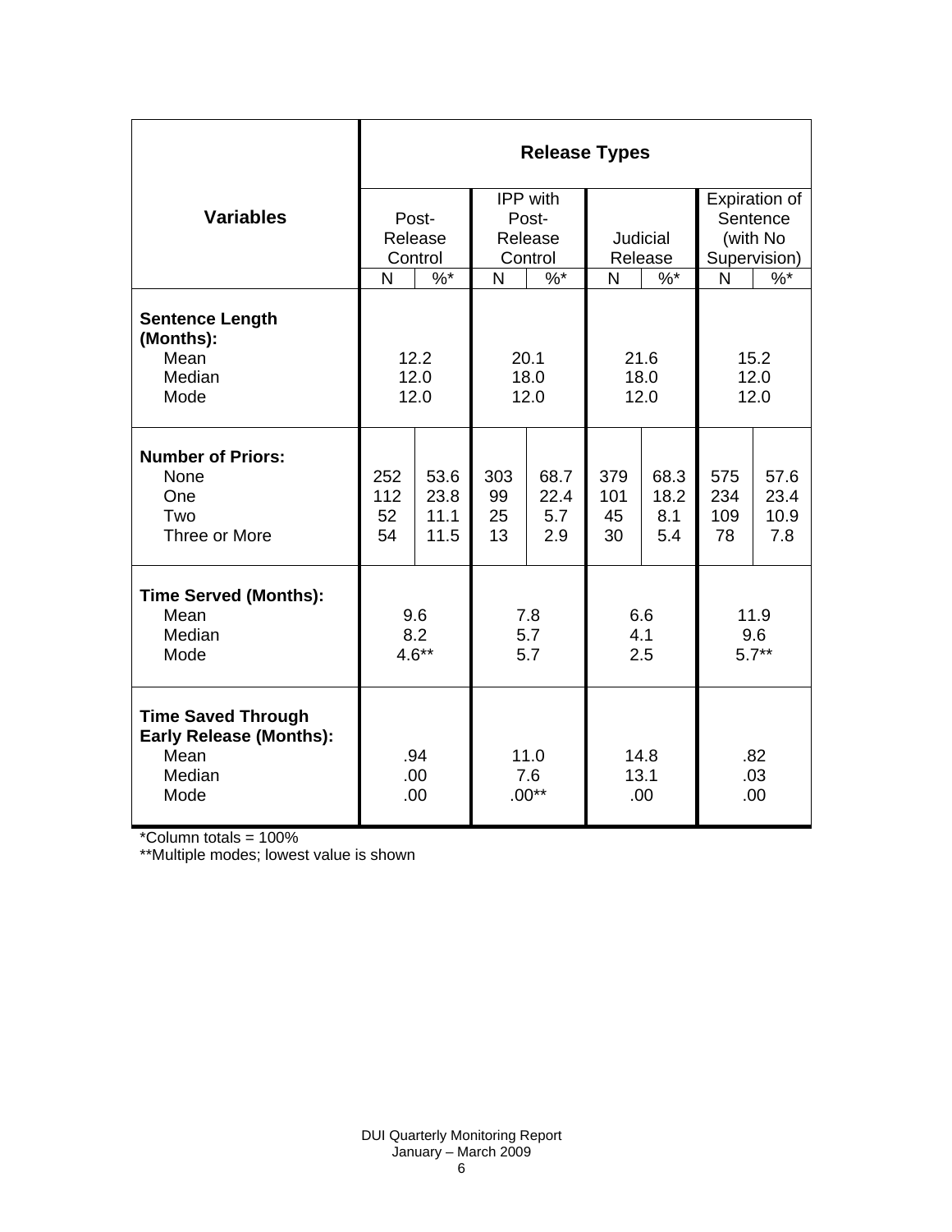| Variables | Release Types | | | | | | | |
|---|---|---|---|---|---|---|---|---|
| | Post-Release Control | | IPP with Post-Release Control | | Judicial Release | | Expiration of Sentence (with No Supervision) | |
| | N | %* | N | %* | N | %* | N | %* |
| **Sentence Length (Months):** | | | | | | | | |
| Mean | 12.2 | | 20.1 | | 21.6 | | 15.2 | |
| Median | 12.0 | | 18.0 | | 18.0 | | 12.0 | |
| Mode | 12.0 | | 12.0 | | 12.0 | | 12.0 | |
| **Number of Priors:** | | | | | | | | |
| None | 252 | 53.6 | 303 | 68.7 | 379 | 68.3 | 575 | 57.6 |
| One | 112 | 23.8 | 99 | 22.4 | 101 | 18.2 | 234 | 23.4 |
| Two | 52 | 11.1 | 25 | 5.7 | 45 | 8.1 | 109 | 10.9 |
| Three or More | 54 | 11.5 | 13 | 2.9 | 30 | 5.4 | 78 | 7.8 |
| **Time Served (Months):** | | | | | | | | |
| Mean | 9.6 | | 7.8 | | 6.6 | | 11.9 | |
| Median | 8.2 | | 5.7 | | 4.1 | | 9.6 | |
| Mode | 4.6** | | 5.7 | | 2.5 | | 5.7** | |
| **Time Saved Through Early Release (Months):** | | | | | | | | |
| Mean | .94 | | 11.0 | | 14.8 | | .82 | |
| Median | .00 | | 7.6 | | 13.1 | | .03 | |
| Mode | .00 | | .00** | | .00 | | .00 | |

*Column totals = 100%

**Multiple modes; lowest value is shown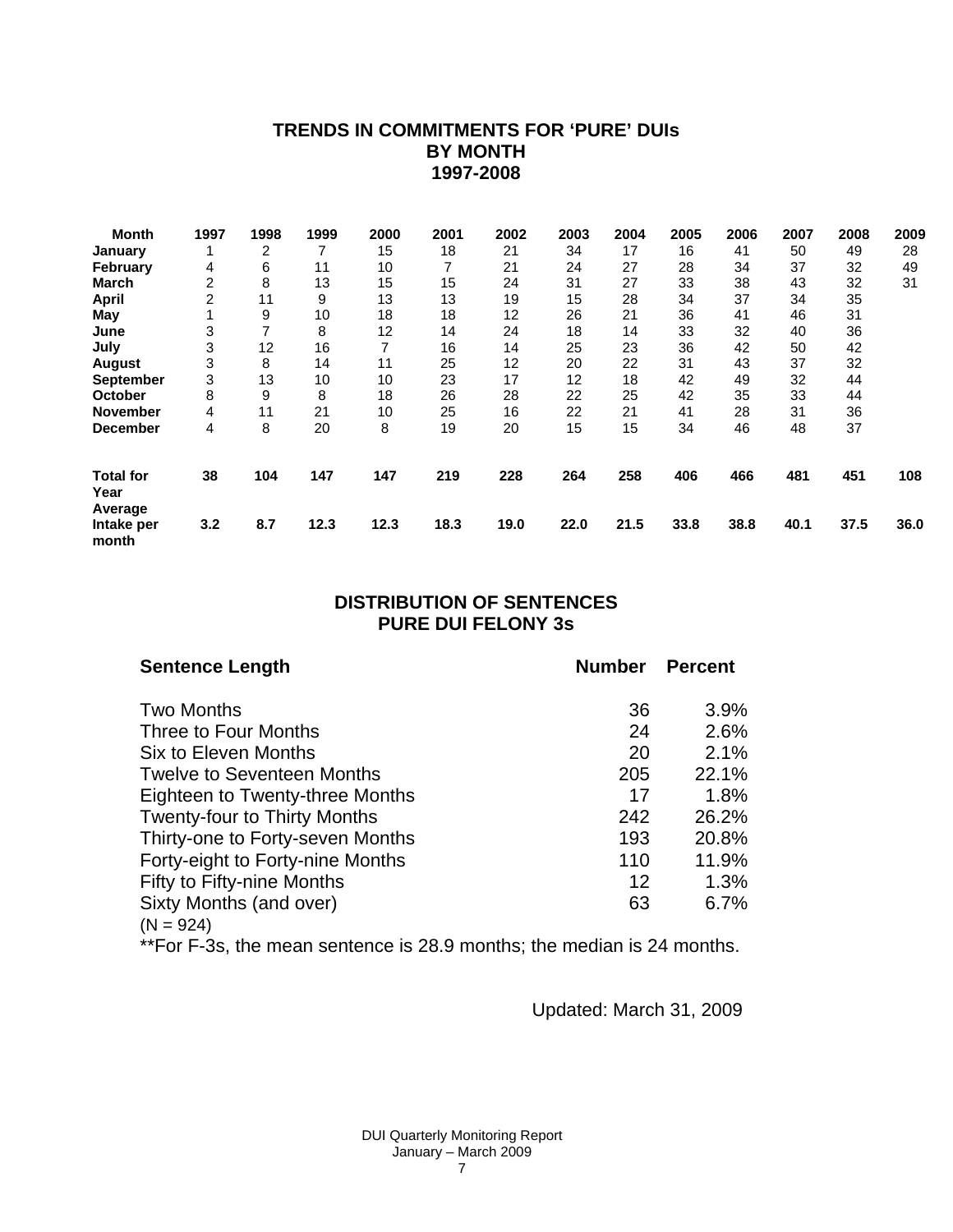## TRENDS IN COMMITMENTS FOR 'PURE' DUIs
## BY MONTH
## 1997-2008

| Month | 1997 | 1998 | 1999 | 2000 | 2001 | 2002 | 2003 | 2004 | 2005 | 2006 | 2007 | 2008 | 2009 |
|---|---|---|---|---|---|---|---|---|---|---|---|---|---|
| **January** | 1 | 2 | 7 | 15 | 18 | 21 | 34 | 17 | 16 | 41 | 50 | 49 | 28 |
| **February** | 4 | 6 | 11 | 10 | 7 | 21 | 24 | 27 | 28 | 34 | 37 | 32 | 49 |
| **March** | 2 | 8 | 13 | 15 | 15 | 24 | 31 | 27 | 33 | 38 | 43 | 32 | 31 |
| **April** | 2 | 11 | 9 | 13 | 13 | 19 | 15 | 28 | 34 | 37 | 34 | 35 | |
| **May** | 1 | 9 | 10 | 18 | 18 | 12 | 26 | 21 | 36 | 41 | 46 | 31 | |
| **June** | 3 | 7 | 8 | 12 | 14 | 24 | 18 | 14 | 33 | 32 | 40 | 36 | |
| **July** | 3 | 12 | 16 | 7 | 16 | 14 | 25 | 23 | 36 | 42 | 50 | 42 | |
| **August** | 3 | 8 | 14 | 11 | 25 | 12 | 20 | 22 | 31 | 43 | 37 | 32 | |
| **September** | 3 | 13 | 10 | 10 | 23 | 17 | 12 | 18 | 42 | 49 | 32 | 44 | |
| **October** | 8 | 9 | 8 | 18 | 26 | 28 | 22 | 25 | 42 | 35 | 33 | 44 | |
| **November** | 4 | 11 | 21 | 10 | 25 | 16 | 22 | 21 | 41 | 28 | 31 | 36 | |
| **December** | 4 | 8 | 20 | 8 | 19 | 20 | 15 | 15 | 34 | 46 | 48 | 37 | |
| **Total for Year** | **38** | **104** | **147** | **147** | **219** | **228** | **264** | **258** | **406** | **466** | **481** | **451** | **108** |
| **Average Intake per month** | **3.2** | **8.7** | **12.3** | **12.3** | **18.3** | **19.0** | **22.0** | **21.5** | **33.8** | **38.8** | **40.1** | **37.5** | **36.0** |

## DISTRIBUTION OF SENTENCES
## PURE DUI FELONY 3s

| Sentence Length | Number | Percent |
|---|---|---|
| Two Months | 36 | 3.9% |
| Three to Four Months | 24 | 2.6% |
| Six to Eleven Months | 20 | 2.1% |
| Twelve to Seventeen Months | 205 | 22.1% |
| Eighteen to Twenty-three Months | 17 | 1.8% |
| Twenty-four to Thirty Months | 242 | 26.2% |
| Thirty-one to Forty-seven Months | 193 | 20.8% |
| Forty-eight to Forty-nine Months | 110 | 11.9% |
| Fifty to Fifty-nine Months | 12 | 1.3% |
| Sixty Months (and over) | 63 | 6.7% |

(N = 924)

**For F-3s, the mean sentence is 28.9 months; the median is 24 months.

Updated: March 31, 2009